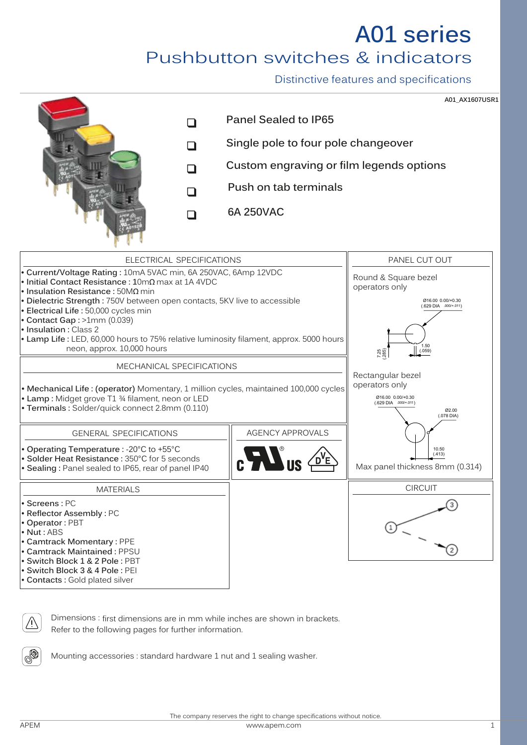# A01 series

## Pushbutton switches & indicators

### Distinctive features and specifications

A01_AX1607USR1

- Panel Sealed to IP65
- Single pole to four pole changeover
- Custom engraving or film legends options
- Push on tab terminals
- 6A 250VAC

## ELECTRICAL SPECIFICATIONS

- **Current/Voltage Rating :** 10mA 5VAC min, 6A 250VAC, 6Amp 12VDC
- **Initial Contact Resistance :** 10mΩ max at 1A 4VDC
- **Insulation Resistance :** 50MΩ min
- **Dielectric Strength :** 750V between open contacts, 5KV live to accessible
- **Electrical Life :** 50,000 cycles min
- **Contact Gap :** >1mm (0.039)
- **Insulation :** Class 2
- **Lamp Life :** LED, 60,000 hours to 75% relative luminosity filament, approx. 5000 hours neon, approx. 10,000 hours

## MECHANICAL SPECIFICATIONS

- **Mechanical Life : (operator)** Momentary, 1 million cycles, maintained 100,000 cycles
- **Lamp :** Midget grove T1 ¾ filament, neon or LED
- **Terminals :** Solder/quick connect 2.8mm (0.110)

## GENERAL SPECIFICATIONS

- **Operating Temperature :** -20°C to +55°C
- **Solder Heat Resistance :** 350°C for 5 seconds
- **Sealing :** Panel sealed to IP65, rear of panel IP40

## AGENCY APPROVALS

cULus, VDE

## MATERIALS

- **Screens :** PC
- **Reflector Assembly :** PC
- **Operator :** PBT
- **Nut :** ABS
- **Camtrack Momentary :** PPE
- **Camtrack Maintained :** PPSU
- **Switch Block 1 & 2 Pole :** PBT
- **Switch Block 3 & 4 Pole :** PEI
- **Contacts :** Gold plated silver

## PANEL CUT OUT

Round & Square bezel operators only

Ø16.00 0.00/+0.30 (.629 DIA .000/+.011)
7.25 (.285)
1.50 (.059)

Rectangular bezel operators only

Ø16.00 0.00/+0.30 (.629 DIA .000/+.011)
Ø2.00 (.078 DIA)
10.50 (.413)

Max panel thickness 8mm (0.314)

## CIRCUIT

1, 2, 3

Dimensions : first dimensions are in mm while inches are shown in brackets.
Refer to the following pages for further information.

Mounting accessories : standard hardware 1 nut and 1 sealing washer.

The company reserves the right to change specifications without notice.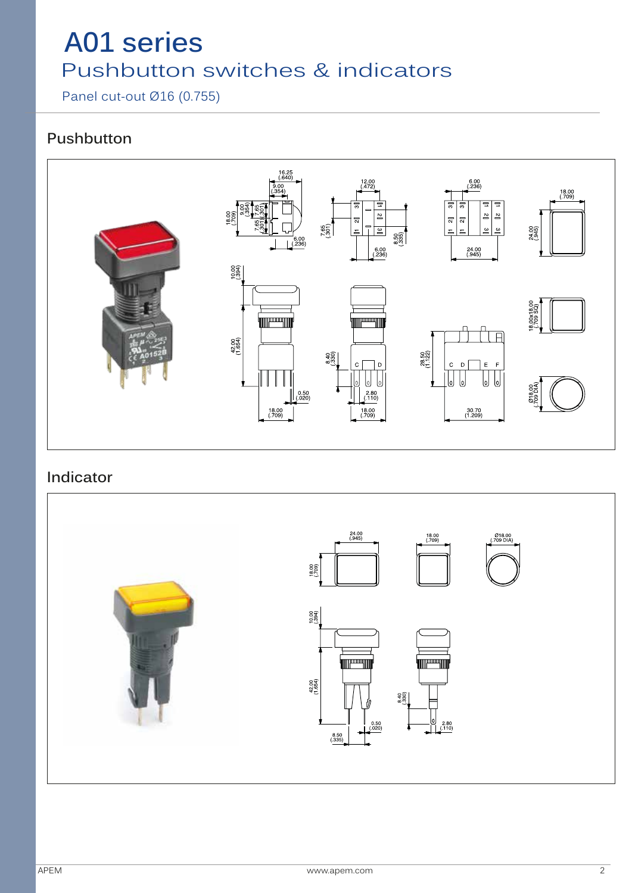# A01 series

## Pushbutton switches & indicators

Panel cut-out Ø16 (0.755)

### Pushbutton

### Indicator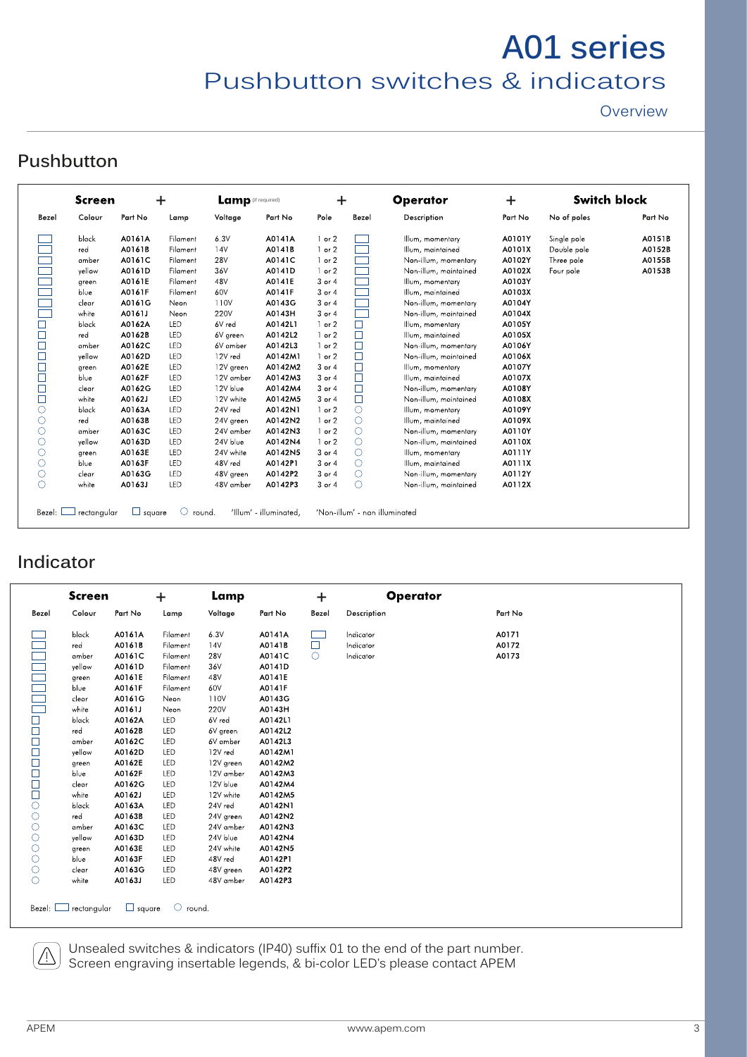# A01 series

## Pushbutton switches & indicators

Overview

## Pushbutton

| Screen | | | + | Lamp (if required) | | + | | Operator | + | Switch block | |
|---|---|---|---|---|---|---|---|---|---|---|---|
| Bezel | Colour | Part No | Lamp | Voltage | Part No | Pole | Bezel | Description | Part No | No of poles | Part No |
| rectangular | black | A0161A | Filament | 6.3V | A0141A | 1 or 2 | rectangular | Illum, momentary | A0101Y | Single pole | A0151B |
| rectangular | red | A0161B | Filament | 14V | A0141B | 1 or 2 | rectangular | Illum, maintained | A0101X | Double pole | A0152B |
| rectangular | amber | A0161C | Filament | 28V | A0141C | 1 or 2 | rectangular | Non-illum, momentary | A0102Y | Three pole | A0155B |
| rectangular | yellow | A0161D | Filament | 36V | A0141D | 1 or 2 | rectangular | Non-illum, maintained | A0102X | Four pole | A0153B |
| rectangular | green | A0161E | Filament | 48V | A0141E | 3 or 4 | rectangular | Illum, momentary | A0103Y | | |
| rectangular | blue | A0161F | Filament | 60V | A0141F | 3 or 4 | rectangular | Illum, maintained | A0103X | | |
| rectangular | clear | A0161G | Neon | 110V | A0143G | 3 or 4 | rectangular | Non-illum, momentary | A0104Y | | |
| rectangular | white | A0161J | Neon | 220V | A0143H | 3 or 4 | rectangular | Non-illum, maintained | A0104X | | |
| square | black | A0162A | LED | 6V red | A0142L1 | 1 or 2 | square | Illum, momentary | A0105Y | | |
| square | red | A0162B | LED | 6V green | A0142L2 | 1 or 2 | square | Illum, maintained | A0105X | | |
| square | amber | A0162C | LED | 6V amber | A0142L3 | 1 or 2 | square | Non-illum, momentary | A0106Y | | |
| square | yellow | A0162D | LED | 12V red | A0142M1 | 1 or 2 | square | Non-illum, maintained | A0106X | | |
| square | green | A0162E | LED | 12V green | A0142M2 | 3 or 4 | square | Illum, momentary | A0107Y | | |
| square | blue | A0162F | LED | 12V amber | A0142M3 | 3 or 4 | square | Illum, maintained | A0107X | | |
| square | clear | A0162G | LED | 12V blue | A0142M4 | 3 or 4 | square | Non-illum, momentary | A0108Y | | |
| square | white | A0162J | LED | 12V white | A0142M5 | 3 or 4 | square | Non-illum, maintained | A0108X | | |
| round | black | A0163A | LED | 24V red | A0142N1 | 1 or 2 | round | Illum, momentary | A0109Y | | |
| round | red | A0163B | LED | 24V green | A0142N2 | 1 or 2 | round | Illum, maintained | A0109X | | |
| round | amber | A0163C | LED | 24V amber | A0142N3 | 1 or 2 | round | Non-illum, momentary | A0110Y | | |
| round | yellow | A0163D | LED | 24V blue | A0142N4 | 1 or 2 | round | Non-illum, maintained | A0110X | | |
| round | green | A0163E | LED | 24V white | A0142N5 | 3 or 4 | round | Illum, momentary | A0111Y | | |
| round | blue | A0163F | LED | 48V red | A0142P1 | 3 or 4 | round | Illum, maintained | A0111X | | |
| round | clear | A0163G | LED | 48V green | A0142P2 | 3 or 4 | round | Non-illum, momentary | A0112Y | | |
| round | white | A0163J | LED | 48V amber | A0142P3 | 3 or 4 | round | Non-illum, maintained | A0112X | | |

Bezel: rectangular, square, round. 'Illum' - illuminated, 'Non-illum' - non illuminated

## Indicator

| Screen | | | + | Lamp | | + | Operator | |
|---|---|---|---|---|---|---|---|---|
| Bezel | Colour | Part No | Lamp | Voltage | Part No | Bezel | Description | Part No |
| rectangular | black | A0161A | Filament | 6.3V | A0141A | rectangular | Indicator | A0171 |
| rectangular | red | A0161B | Filament | 14V | A0141B | square | Indicator | A0172 |
| rectangular | amber | A0161C | Filament | 28V | A0141C | round | Indicator | A0173 |
| rectangular | yellow | A0161D | Filament | 36V | A0141D | | | |
| rectangular | green | A0161E | Filament | 48V | A0141E | | | |
| rectangular | blue | A0161F | Filament | 60V | A0141F | | | |
| rectangular | clear | A0161G | Neon | 110V | A0143G | | | |
| rectangular | white | A0161J | Neon | 220V | A0143H | | | |
| square | black | A0162A | LED | 6V red | A0142L1 | | | |
| square | red | A0162B | LED | 6V green | A0142L2 | | | |
| square | amber | A0162C | LED | 6V amber | A0142L3 | | | |
| square | yellow | A0162D | LED | 12V red | A0142M1 | | | |
| square | green | A0162E | LED | 12V green | A0142M2 | | | |
| square | blue | A0162F | LED | 12V amber | A0142M3 | | | |
| square | clear | A0162G | LED | 12V blue | A0142M4 | | | |
| square | white | A0162J | LED | 12V white | A0142M5 | | | |
| round | black | A0163A | LED | 24V red | A0142N1 | | | |
| round | red | A0163B | LED | 24V green | A0142N2 | | | |
| round | amber | A0163C | LED | 24V amber | A0142N3 | | | |
| round | yellow | A0163D | LED | 24V blue | A0142N4 | | | |
| round | green | A0163E | LED | 24V white | A0142N5 | | | |
| round | blue | A0163F | LED | 48V red | A0142P1 | | | |
| round | clear | A0163G | LED | 48V green | A0142P2 | | | |
| round | white | A0163J | LED | 48V amber | A0142P3 | | | |

Bezel: rectangular, square, round.

Unsealed switches & indicators (IP40) suffix 01 to the end of the part number.
Screen engraving insertable legends, & bi-color LED's please contact APEM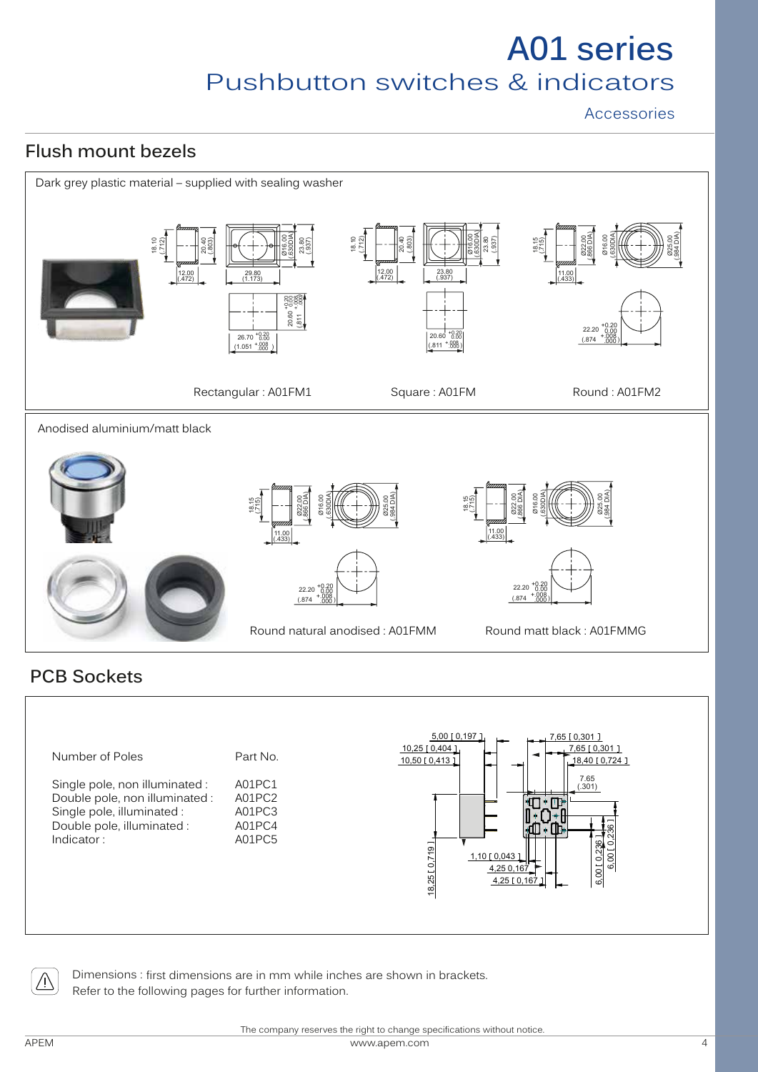# A01 series

## Pushbutton switches & indicators

Accessories

## Flush mount bezels

Dark grey plastic material – supplied with sealing washer

Rectangular : A01FM1

Square : A01FM

Round : A01FM2

Anodised aluminium/matt black

Round natural anodised : A01FMM

Round matt black : A01FMMG

## PCB Sockets

| Number of Poles | Part No. |
|---|---|
| Single pole, non illuminated : | A01PC1 |
| Double pole, non illuminated : | A01PC2 |
| Single pole, illuminated : | A01PC3 |
| Double pole, illuminated : | A01PC4 |
| Indicator : | A01PC5 |

Dimensions : first dimensions are in mm while inches are shown in brackets.
Refer to the following pages for further information.

The company reserves the right to change specifications without notice.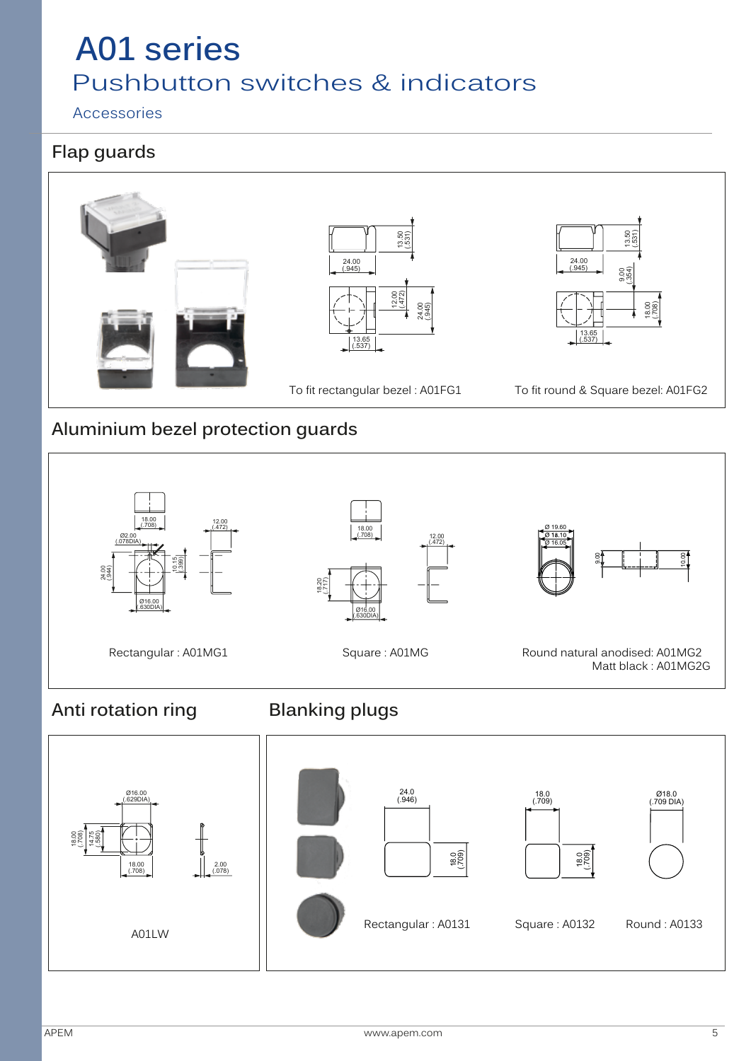# A01 series

## Pushbutton switches & indicators

Accessories

### Flap guards

To fit rectangular bezel : A01FG1

To fit round & Square bezel: A01FG2

### Aluminium bezel protection guards

Rectangular : A01MG1

Square : A01MG

Round natural anodised: A01MG2
Matt black : A01MG2G

### Anti rotation ring

A01LW

### Blanking plugs

Rectangular : A0131

Square : A0132

Round : A0133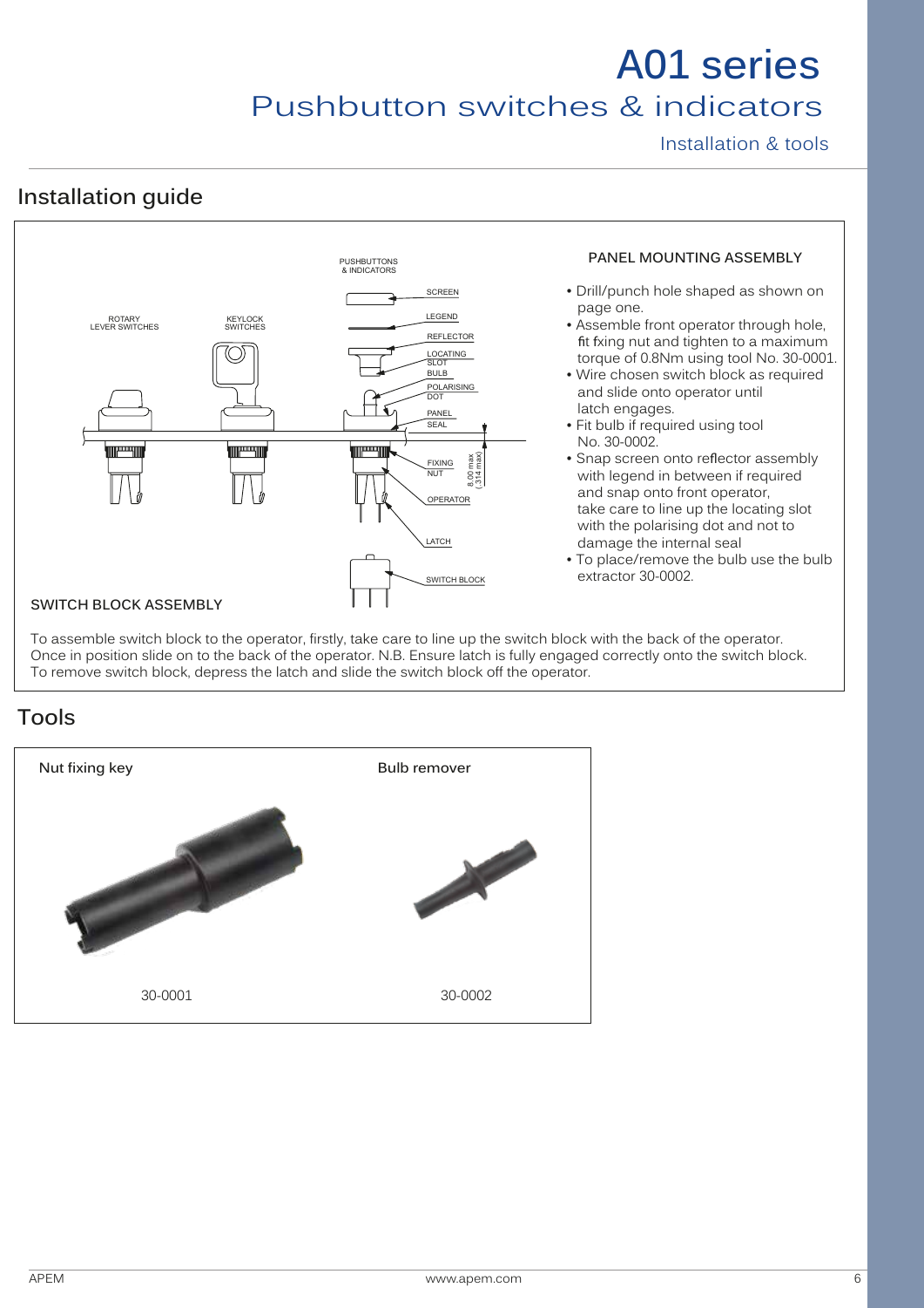# A01 series

## Pushbutton switches & indicators

Installation & tools

## Installation guide

ROTARY LEVER SWITCHES

KEYLOCK SWITCHES

PUSHBUTTONS & INDICATORS

SCREEN

LEGEND

REFLECTOR

LOCATING SLOT

BULB

POLARISING DOT

PANEL SEAL

FIXING NUT

8.00 max (.314 max)

OPERATOR

LATCH

SWITCH BLOCK

### PANEL MOUNTING ASSEMBLY

- Drill/punch hole shaped as shown on page one.
- Assemble front operator through hole, fit fixing nut and tighten to a maximum torque of 0.8Nm using tool No. 30-0001.
- Wire chosen switch block as required and slide onto operator until latch engages.
- Fit bulb if required using tool No. 30-0002.
- Snap screen onto reflector assembly with legend in between if required and snap onto front operator, take care to line up the locating slot with the polarising dot and not to damage the internal seal
- To place/remove the bulb use the bulb extractor 30-0002.

### SWITCH BLOCK ASSEMBLY

To assemble switch block to the operator, firstly, take care to line up the switch block with the back of the operator. Once in position slide on to the back of the operator. N.B. Ensure latch is fully engaged correctly onto the switch block. To remove switch block, depress the latch and slide the switch block off the operator.

## Tools

| Nut fixing key | Bulb remover |
| --- | --- |
| 30-0001 | 30-0002 |